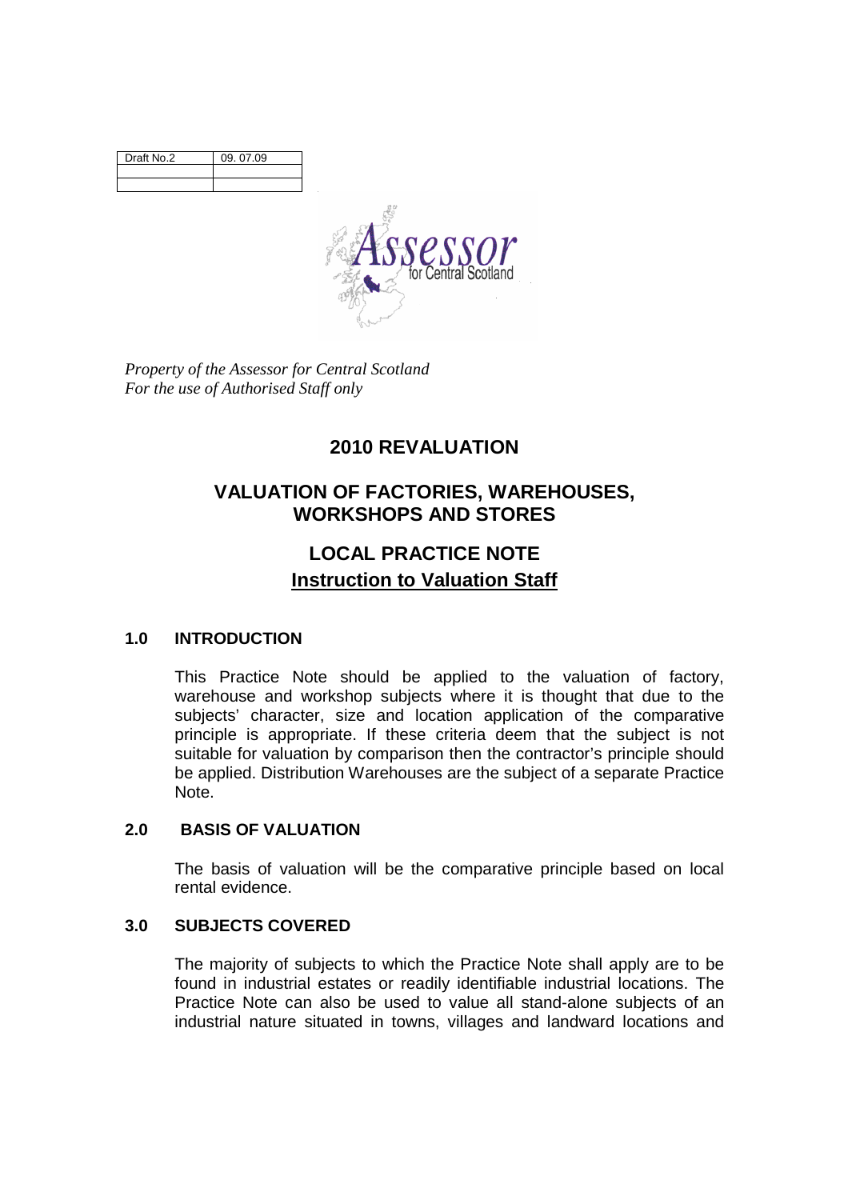| Draft No.2 | 09. 07.09 |
| --- | --- |
| | |
| | |

*Property of the Assessor for Central Scotland*
*For the use of Authorised Staff only*

# 2010 REVALUATION

# VALUATION OF FACTORIES, WAREHOUSES, WORKSHOPS AND STORES

# LOCAL PRACTICE NOTE

## Instruction to Valuation Staff

## 1.0 INTRODUCTION

This Practice Note should be applied to the valuation of factory, warehouse and workshop subjects where it is thought that due to the subjects' character, size and location application of the comparative principle is appropriate. If these criteria deem that the subject is not suitable for valuation by comparison then the contractor's principle should be applied. Distribution Warehouses are the subject of a separate Practice Note.

## 2.0 BASIS OF VALUATION

The basis of valuation will be the comparative principle based on local rental evidence.

## 3.0 SUBJECTS COVERED

The majority of subjects to which the Practice Note shall apply are to be found in industrial estates or readily identifiable industrial locations. The Practice Note can also be used to value all stand-alone subjects of an industrial nature situated in towns, villages and landward locations and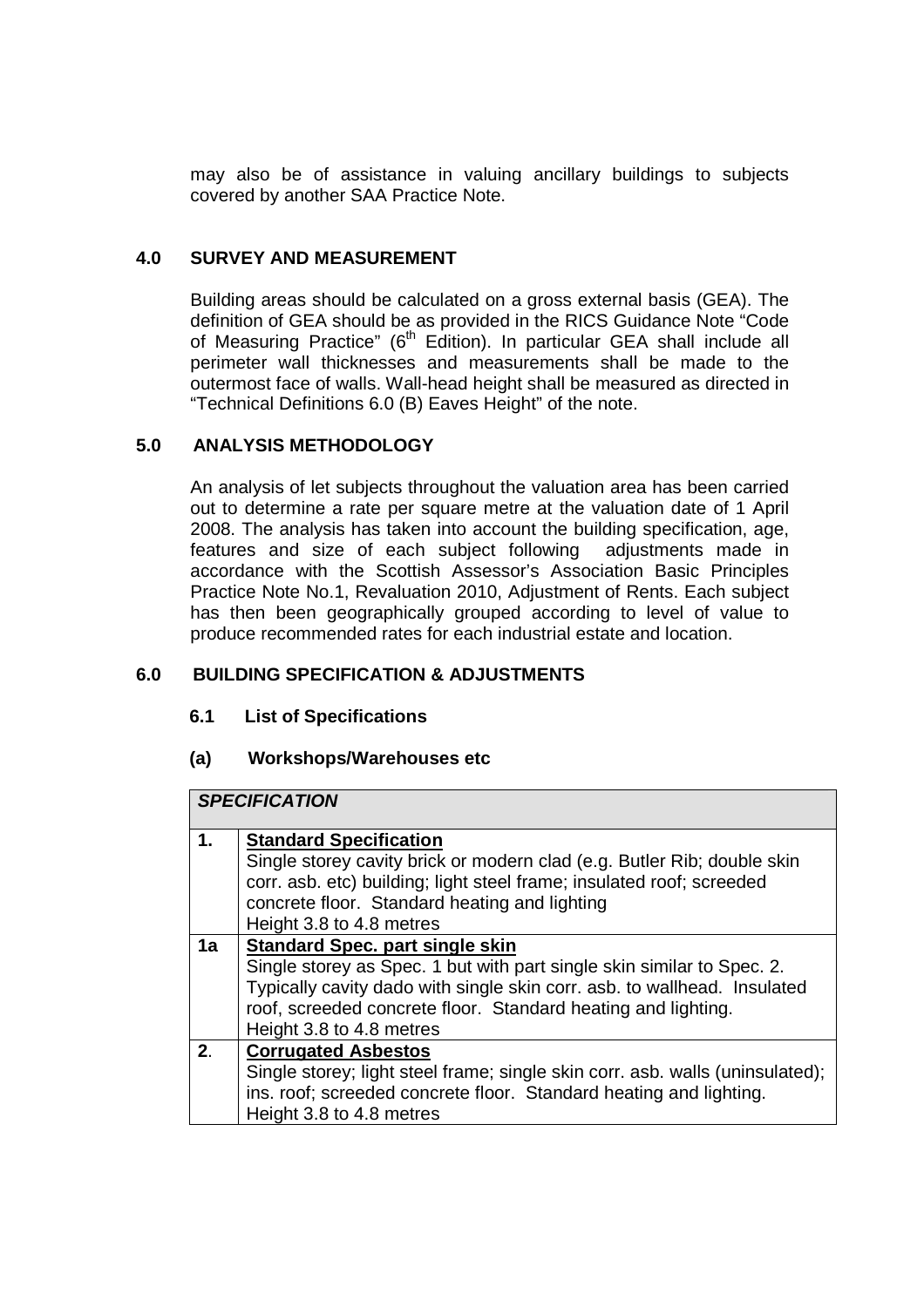may also be of assistance in valuing ancillary buildings to subjects covered by another SAA Practice Note.

## 4.0 SURVEY AND MEASUREMENT

Building areas should be calculated on a gross external basis (GEA). The definition of GEA should be as provided in the RICS Guidance Note "Code of Measuring Practice" (6th Edition). In particular GEA shall include all perimeter wall thicknesses and measurements shall be made to the outermost face of walls. Wall-head height shall be measured as directed in "Technical Definitions 6.0 (B) Eaves Height" of the note.

## 5.0 ANALYSIS METHODOLOGY

An analysis of let subjects throughout the valuation area has been carried out to determine a rate per square metre at the valuation date of 1 April 2008. The analysis has taken into account the building specification, age, features and size of each subject following adjustments made in accordance with the Scottish Assessor's Association Basic Principles Practice Note No.1, Revaluation 2010, Adjustment of Rents. Each subject has then been geographically grouped according to level of value to produce recommended rates for each industrial estate and location.

## 6.0 BUILDING SPECIFICATION & ADJUSTMENTS

### 6.1 List of Specifications

#### (a) Workshops/Warehouses etc

| ***SPECIFICATION*** | |
|---|---|
| **1.** | **Standard Specification**<br>Single storey cavity brick or modern clad (e.g. Butler Rib; double skin corr. asb. etc) building; light steel frame; insulated roof; screeded concrete floor. Standard heating and lighting<br>Height 3.8 to 4.8 metres |
| **1a** | **Standard Spec. part single skin**<br>Single storey as Spec. 1 but with part single skin similar to Spec. 2. Typically cavity dado with single skin corr. asb. to wallhead. Insulated roof, screeded concrete floor. Standard heating and lighting.<br>Height 3.8 to 4.8 metres |
| **2**. | **Corrugated Asbestos**<br>Single storey; light steel frame; single skin corr. asb. walls (uninsulated); ins. roof; screeded concrete floor. Standard heating and lighting.<br>Height 3.8 to 4.8 metres |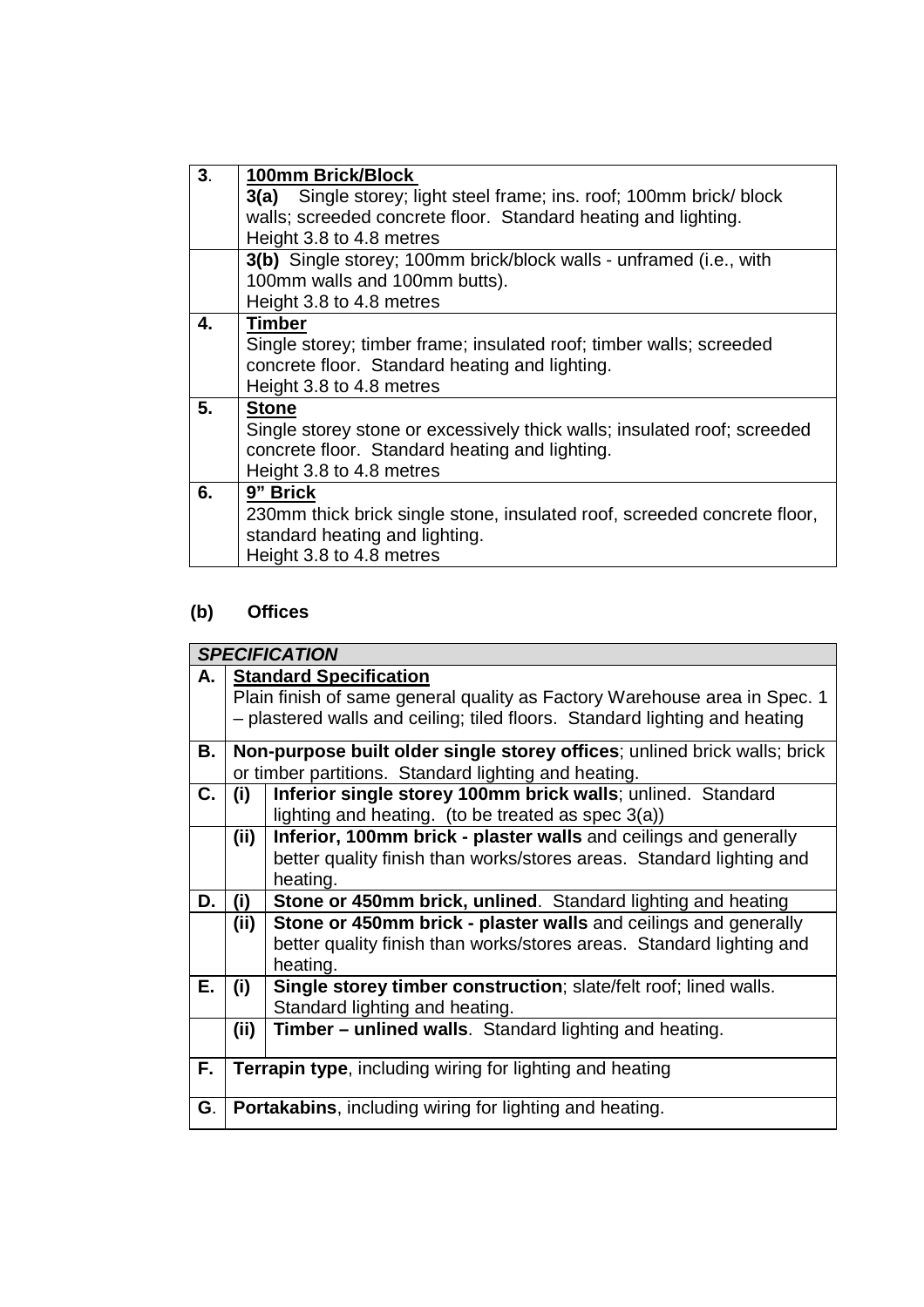| | |
|---|---|
| **3**. | **<u>100mm Brick/Block</u>**<br>**3(a)** Single storey; light steel frame; ins. roof; 100mm brick/ block walls; screeded concrete floor. Standard heating and lighting.<br>Height 3.8 to 4.8 metres |
| | **3(b)** Single storey; 100mm brick/block walls - unframed (i.e., with 100mm walls and 100mm butts).<br>Height 3.8 to 4.8 metres |
| **4.** | **<u>Timber</u>**<br>Single storey; timber frame; insulated roof; timber walls; screeded concrete floor. Standard heating and lighting.<br>Height 3.8 to 4.8 metres |
| **5.** | **<u>Stone</u>**<br>Single storey stone or excessively thick walls; insulated roof; screeded concrete floor. Standard heating and lighting.<br>Height 3.8 to 4.8 metres |
| **6.** | **<u>9" Brick</u>**<br>230mm thick brick single stone, insulated roof, screeded concrete floor, standard heating and lighting.<br>Height 3.8 to 4.8 metres |

**(b) Offices**

| ***SPECIFICATION*** | | |
|---|---|---|
| **A.** | **<u>Standard Specification</u>**<br>Plain finish of same general quality as Factory Warehouse area in Spec. 1 – plastered walls and ceiling; tiled floors. Standard lighting and heating | |
| **B.** | **Non-purpose built older single storey offices**; unlined brick walls; brick or timber partitions. Standard lighting and heating. | |
| **C.** | **(i)** | **Inferior single storey 100mm brick walls**; unlined. Standard lighting and heating. (to be treated as spec 3(a)) |
| | **(ii)** | **Inferior, 100mm brick - plaster walls** and ceilings and generally better quality finish than works/stores areas. Standard lighting and heating. |
| **D.** | **(i)** | **Stone or 450mm brick, unlined**. Standard lighting and heating |
| | **(ii)** | **Stone or 450mm brick - plaster walls** and ceilings and generally better quality finish than works/stores areas. Standard lighting and heating. |
| **E.** | **(i)** | **Single storey timber construction**; slate/felt roof; lined walls. Standard lighting and heating. |
| | **(ii)** | **Timber – unlined walls**. Standard lighting and heating. |
| **F.** | **Terrapin type**, including wiring for lighting and heating | |
| **G**. | **Portakabins**, including wiring for lighting and heating. | |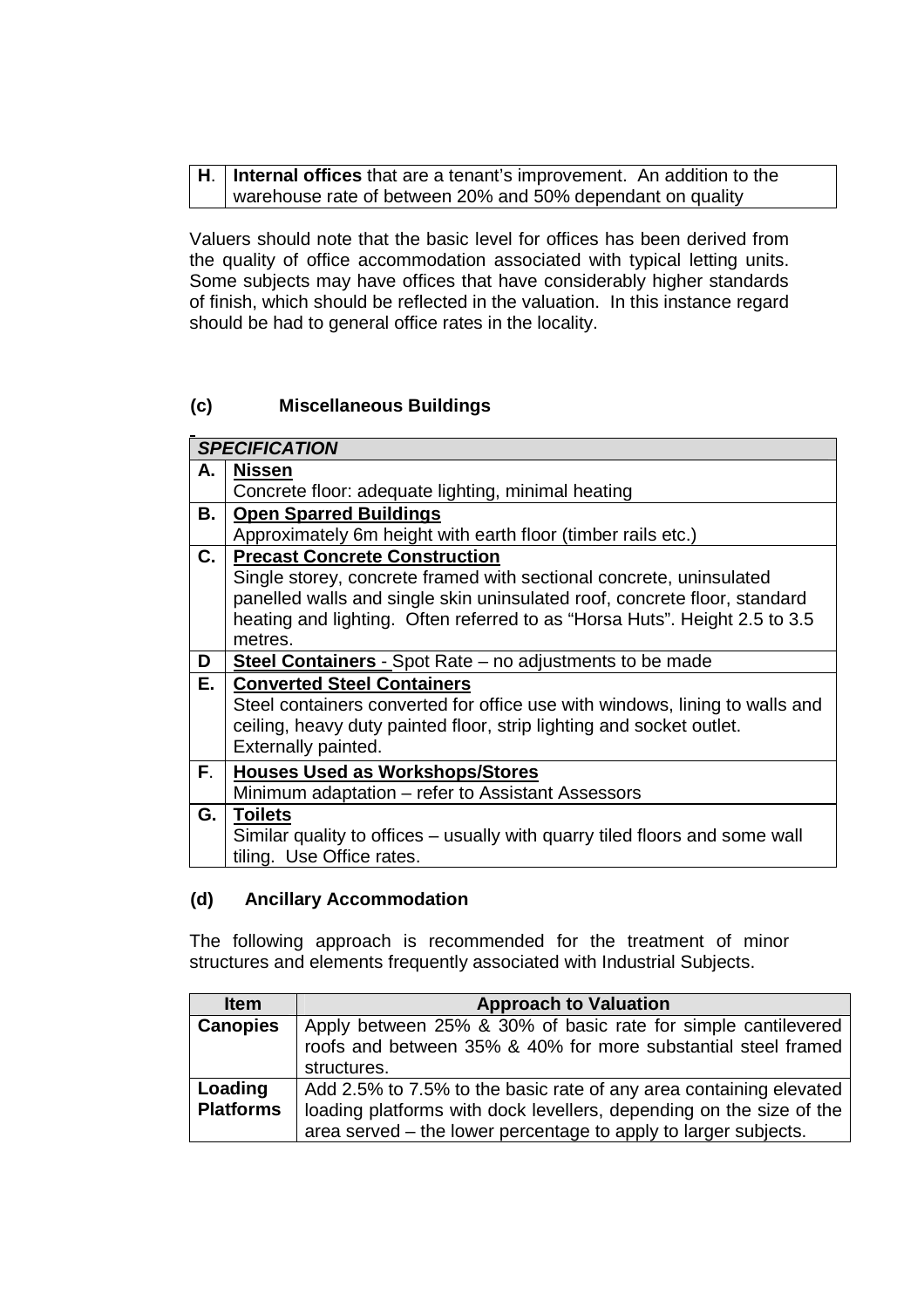| H. | **Internal offices** that are a tenant's improvement. An addition to the warehouse rate of between 20% and 50% dependant on quality |
|---|---|

Valuers should note that the basic level for offices has been derived from the quality of office accommodation associated with typical letting units. Some subjects may have offices that have considerably higher standards of finish, which should be reflected in the valuation. In this instance regard should be had to general office rates in the locality.

### (c) Miscellaneous Buildings

| ***SPECIFICATION*** | |
|---|---|
| **A.** | **Nissen**<br>Concrete floor: adequate lighting, minimal heating |
| **B.** | **Open Sparred Buildings**<br>Approximately 6m height with earth floor (timber rails etc.) |
| **C.** | **Precast Concrete Construction**<br>Single storey, concrete framed with sectional concrete, uninsulated panelled walls and single skin uninsulated roof, concrete floor, standard heating and lighting. Often referred to as "Horsa Huts". Height 2.5 to 3.5 metres. |
| **D** | **Steel Containers** - Spot Rate – no adjustments to be made |
| **E.** | **Converted Steel Containers**<br>Steel containers converted for office use with windows, lining to walls and ceiling, heavy duty painted floor, strip lighting and socket outlet. Externally painted. |
| **F.** | **Houses Used as Workshops/Stores**<br>Minimum adaptation – refer to Assistant Assessors |
| **G.** | **Toilets**<br>Similar quality to offices – usually with quarry tiled floors and some wall tiling. Use Office rates. |

### (d) Ancillary Accommodation

The following approach is recommended for the treatment of minor structures and elements frequently associated with Industrial Subjects.

| Item | Approach to Valuation |
|---|---|
| **Canopies** | Apply between 25% & 30% of basic rate for simple cantilevered roofs and between 35% & 40% for more substantial steel framed structures. |
| **Loading Platforms** | Add 2.5% to 7.5% to the basic rate of any area containing elevated loading platforms with dock levellers, depending on the size of the area served – the lower percentage to apply to larger subjects. |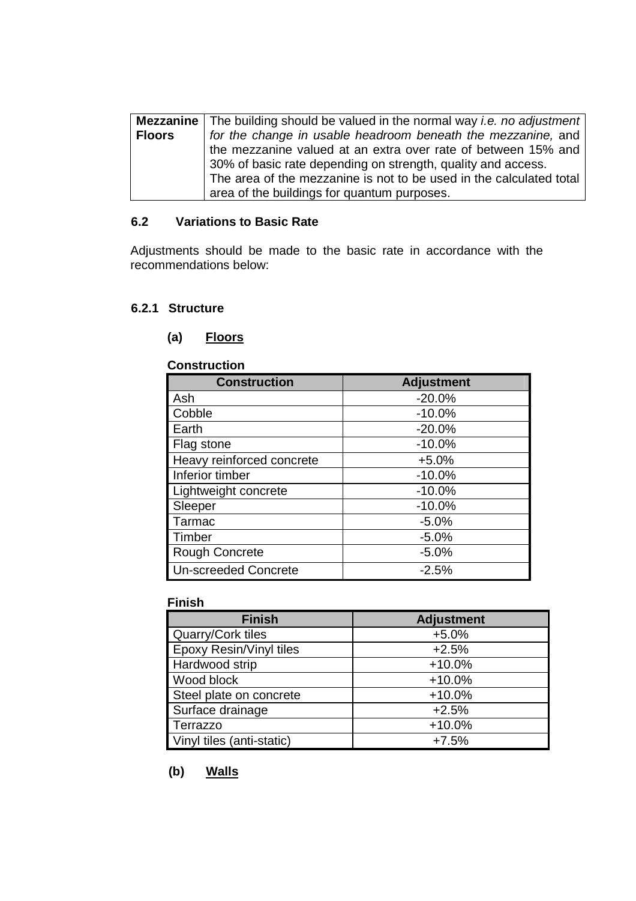| **Mezzanine Floors** | The building should be valued in the normal way *i.e. no adjustment for the change in usable headroom beneath the mezzanine,* and the mezzanine valued at an extra over rate of between 15% and 30% of basic rate depending on strength, quality and access. The area of the mezzanine is not to be used in the calculated total area of the buildings for quantum purposes. |
|---|---|

### 6.2 Variations to Basic Rate

Adjustments should be made to the basic rate in accordance with the recommendations below:

#### 6.2.1 Structure

**(a) Floors**

**Construction**

| Construction | Adjustment |
|---|---|
| Ash | -20.0% |
| Cobble | -10.0% |
| Earth | -20.0% |
| Flag stone | -10.0% |
| Heavy reinforced concrete | +5.0% |
| Inferior timber | -10.0% |
| Lightweight concrete | -10.0% |
| Sleeper | -10.0% |
| Tarmac | -5.0% |
| Timber | -5.0% |
| Rough Concrete | -5.0% |
| Un-screeded Concrete | -2.5% |

**Finish**

| Finish | Adjustment |
|---|---|
| Quarry/Cork tiles | +5.0% |
| Epoxy Resin/Vinyl tiles | +2.5% |
| Hardwood strip | +10.0% |
| Wood block | +10.0% |
| Steel plate on concrete | +10.0% |
| Surface drainage | +2.5% |
| Terrazzo | +10.0% |
| Vinyl tiles (anti-static) | +7.5% |

**(b) Walls**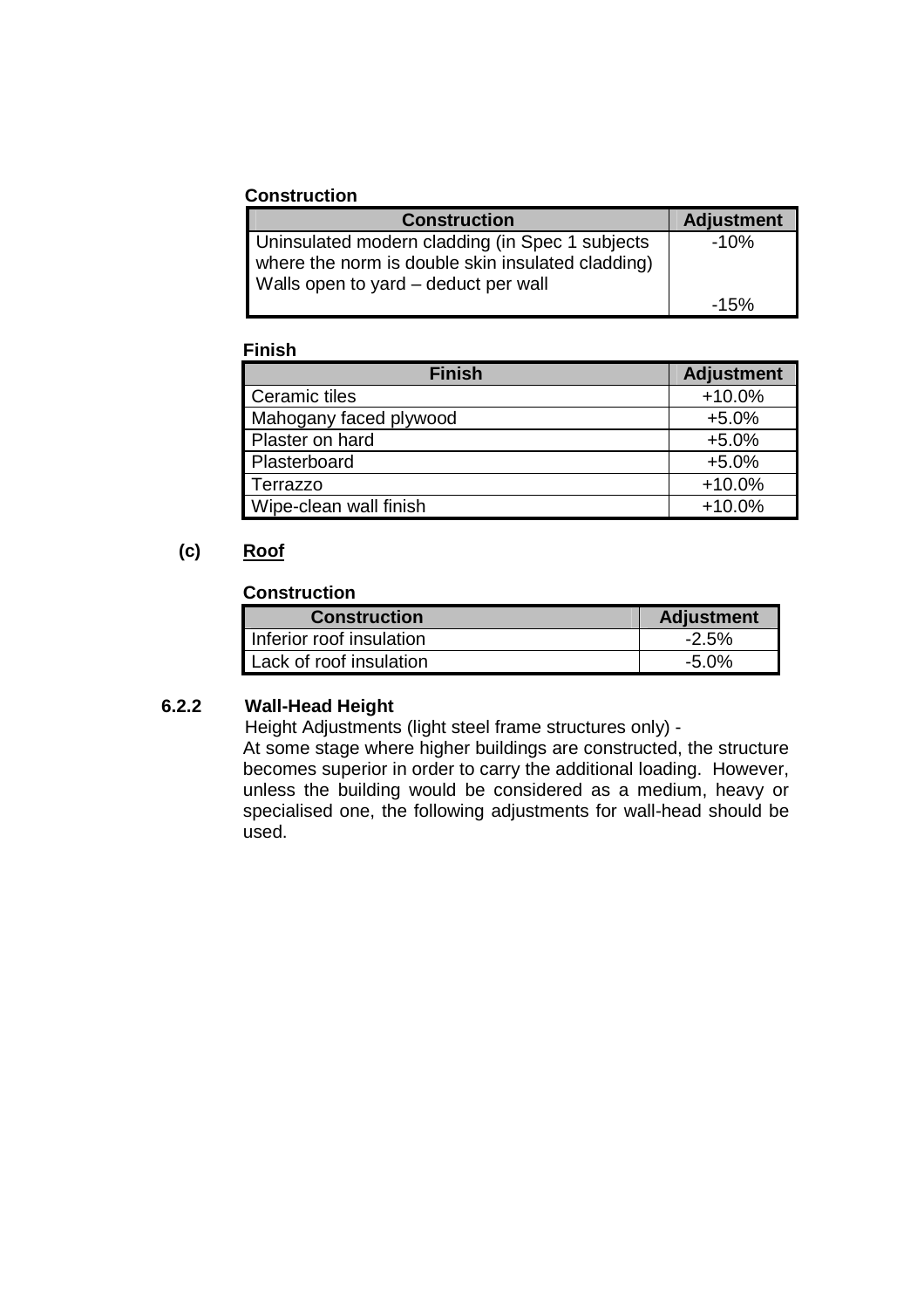**Construction**

| Construction | Adjustment |
|---|---|
| Uninsulated modern cladding (in Spec 1 subjects where the norm is double skin insulated cladding) | -10% |
| Walls open to yard – deduct per wall | -15% |

**Finish**

| Finish | Adjustment |
|---|---|
| Ceramic tiles | +10.0% |
| Mahogany faced plywood | +5.0% |
| Plaster on hard | +5.0% |
| Plasterboard | +5.0% |
| Terrazzo | +10.0% |
| Wipe-clean wall finish | +10.0% |

**(c) <u>Roof</u>**

**Construction**

| Construction | Adjustment |
|---|---|
| Inferior roof insulation | -2.5% |
| Lack of roof insulation | -5.0% |

### 6.2.2 Wall-Head Height

Height Adjustments (light steel frame structures only) -

At some stage where higher buildings are constructed, the structure becomes superior in order to carry the additional loading. However, unless the building would be considered as a medium, heavy or specialised one, the following adjustments for wall-head should be used.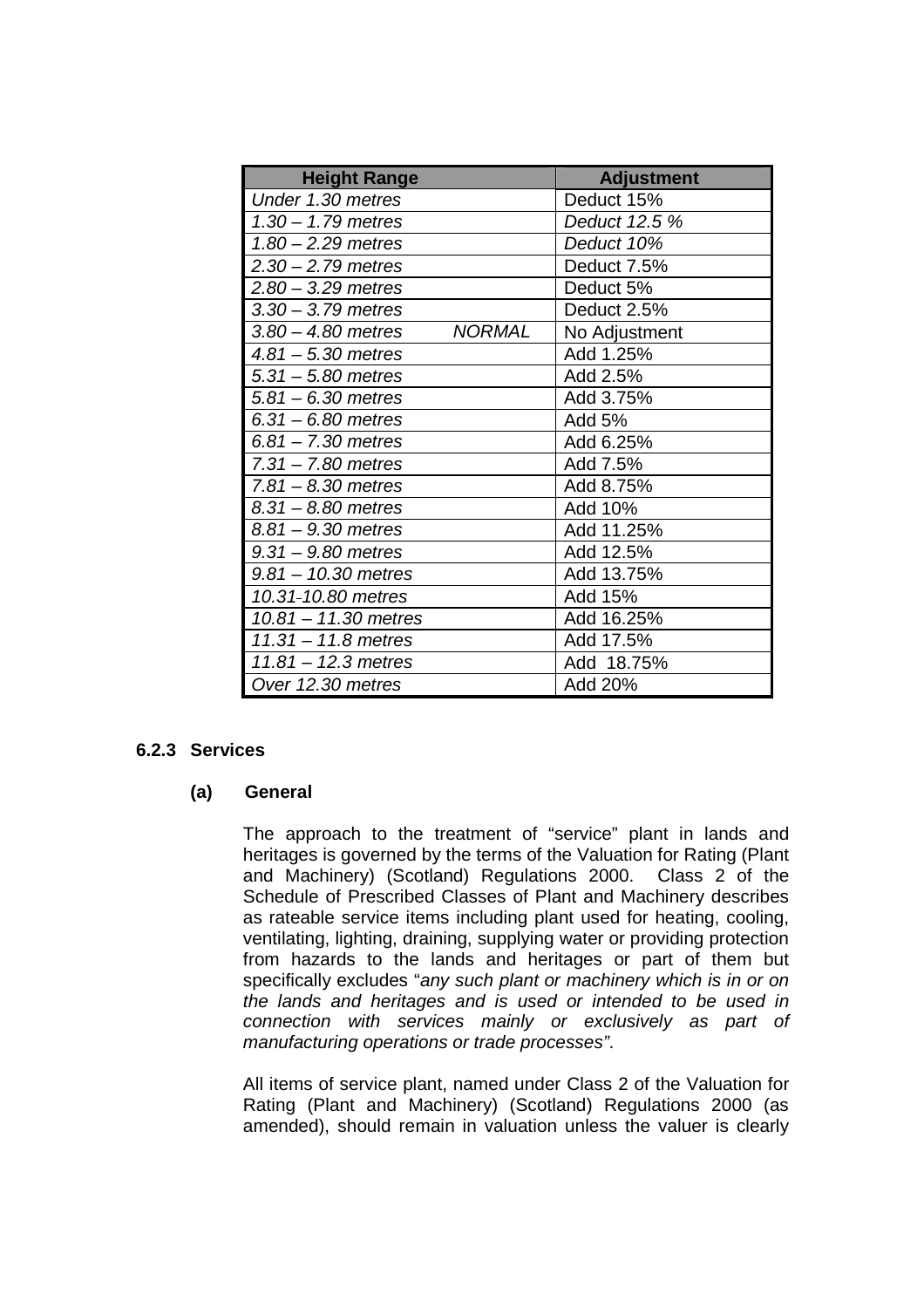| Height Range | Adjustment |
|---|---|
| *Under 1.30 metres* | Deduct 15% |
| *1.30 – 1.79 metres* | *Deduct 12.5 %* |
| *1.80 – 2.29 metres* | *Deduct 10%* |
| *2.30 – 2.79 metres* | Deduct 7.5% |
| *2.80 – 3.29 metres* | Deduct 5% |
| *3.30 – 3.79 metres* | Deduct 2.5% |
| *3.80 – 4.80 metres NORMAL* | No Adjustment |
| *4.81 – 5.30 metres* | Add 1.25% |
| *5.31 – 5.80 metres* | Add 2.5% |
| *5.81 – 6.30 metres* | Add 3.75% |
| *6.31 – 6.80 metres* | Add 5% |
| *6.81 – 7.30 metres* | Add 6.25% |
| *7.31 – 7.80 metres* | Add 7.5% |
| *7.81 – 8.30 metres* | Add 8.75% |
| *8.31 – 8.80 metres* | Add 10% |
| *8.81 – 9.30 metres* | Add 11.25% |
| *9.31 – 9.80 metres* | Add 12.5% |
| *9.81 – 10.30 metres* | Add 13.75% |
| *10.31-10.80 metres* | Add 15% |
| *10.81 – 11.30 metres* | Add 16.25% |
| *11.31 – 11.8 metres* | Add 17.5% |
| *11.81 – 12.3 metres* | Add 18.75% |
| *Over 12.30 metres* | Add 20% |

### 6.2.3 Services

#### (a) General

The approach to the treatment of "service" plant in lands and heritages is governed by the terms of the Valuation for Rating (Plant and Machinery) (Scotland) Regulations 2000. Class 2 of the Schedule of Prescribed Classes of Plant and Machinery describes as rateable service items including plant used for heating, cooling, ventilating, lighting, draining, supplying water or providing protection from hazards to the lands and heritages or part of them but specifically excludes "*any such plant or machinery which is in or on the lands and heritages and is used or intended to be used in connection with services mainly or exclusively as part of manufacturing operations or trade processes"*.

All items of service plant, named under Class 2 of the Valuation for Rating (Plant and Machinery) (Scotland) Regulations 2000 (as amended), should remain in valuation unless the valuer is clearly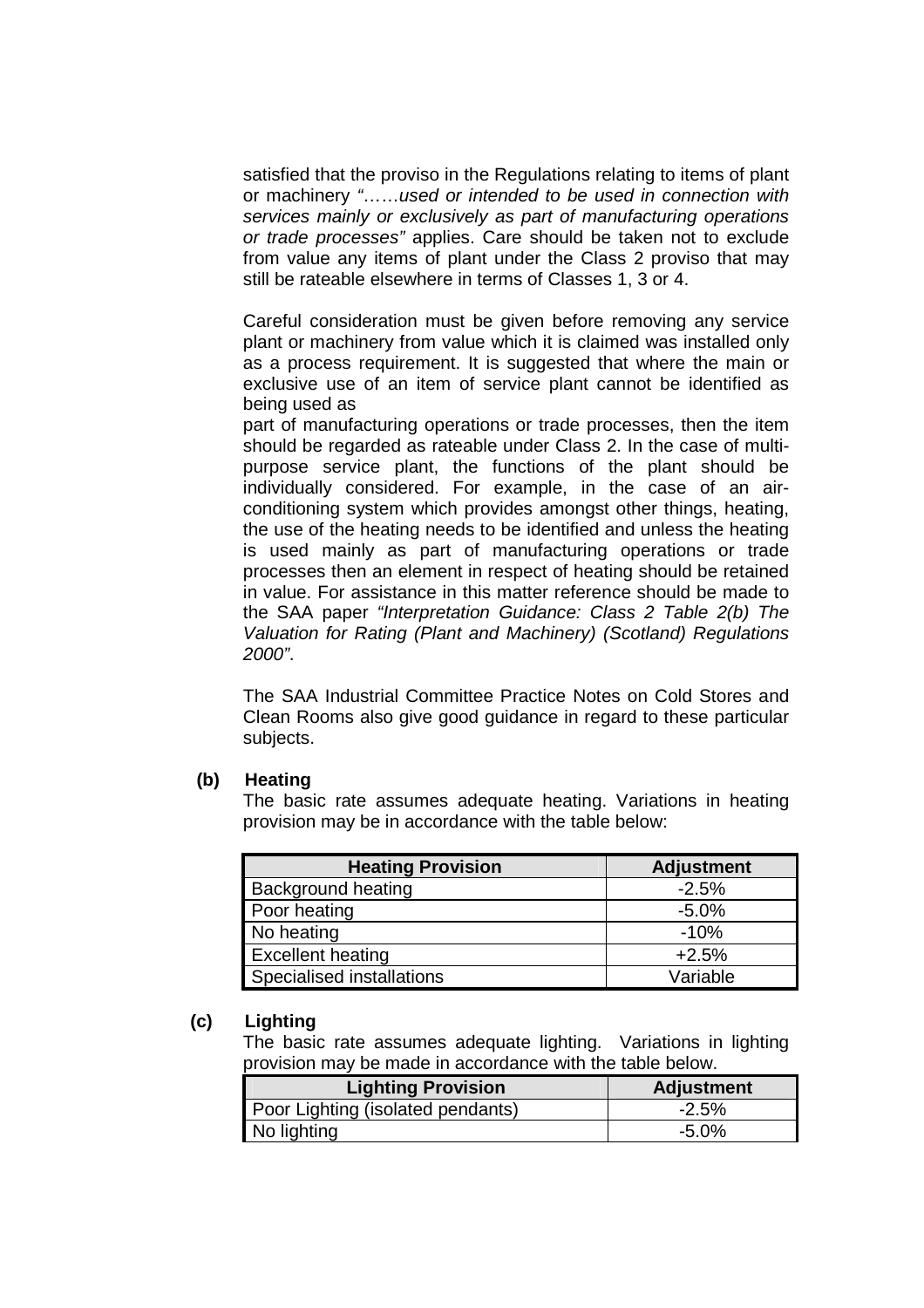satisfied that the proviso in the Regulations relating to items of plant or machinery *"……used or intended to be used in connection with services mainly or exclusively as part of manufacturing operations or trade processes"* applies. Care should be taken not to exclude from value any items of plant under the Class 2 proviso that may still be rateable elsewhere in terms of Classes 1, 3 or 4.

Careful consideration must be given before removing any service plant or machinery from value which it is claimed was installed only as a process requirement. It is suggested that where the main or exclusive use of an item of service plant cannot be identified as being used as

part of manufacturing operations or trade processes, then the item should be regarded as rateable under Class 2. In the case of multi-purpose service plant, the functions of the plant should be individually considered. For example, in the case of an air-conditioning system which provides amongst other things, heating, the use of the heating needs to be identified and unless the heating is used mainly as part of manufacturing operations or trade processes then an element in respect of heating should be retained in value. For assistance in this matter reference should be made to the SAA paper *"Interpretation Guidance: Class 2 Table 2(b) The Valuation for Rating (Plant and Machinery) (Scotland) Regulations 2000"*.

The SAA Industrial Committee Practice Notes on Cold Stores and Clean Rooms also give good guidance in regard to these particular subjects.

**(b) Heating**

The basic rate assumes adequate heating. Variations in heating provision may be in accordance with the table below:

| Heating Provision | Adjustment |
|---|---|
| Background heating | -2.5% |
| Poor heating | -5.0% |
| No heating | -10% |
| Excellent heating | +2.5% |
| Specialised installations | Variable |

**(c) Lighting**

The basic rate assumes adequate lighting. Variations in lighting provision may be made in accordance with the table below.

| Lighting Provision | Adjustment |
|---|---|
| Poor Lighting (isolated pendants) | -2.5% |
| No lighting | -5.0% |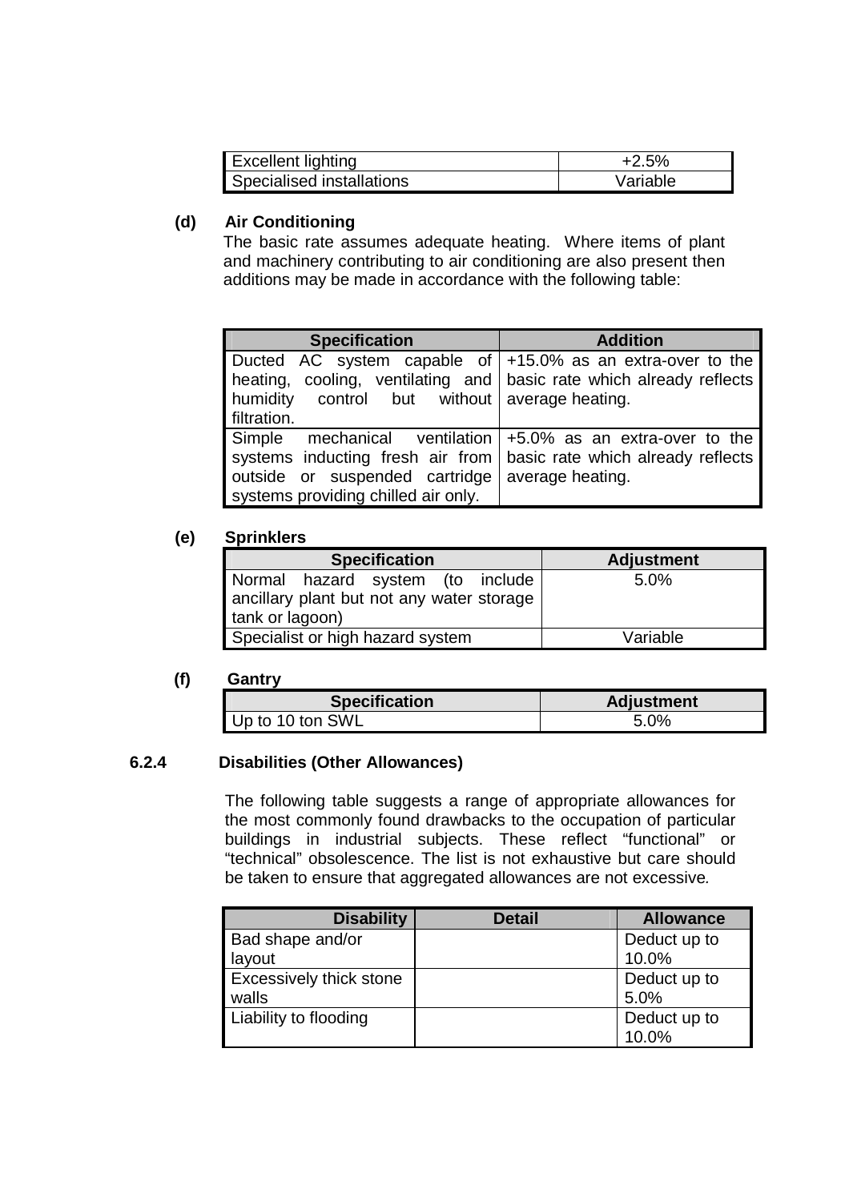| Excellent lighting | +2.5% |
|---|---|
| Specialised installations | Variable |

**(d) Air Conditioning**

The basic rate assumes adequate heating. Where items of plant and machinery contributing to air conditioning are also present then additions may be made in accordance with the following table:

| Specification | Addition |
|---|---|
| Ducted AC system capable of heating, cooling, ventilating and humidity control but without filtration. | +15.0% as an extra-over to the basic rate which already reflects average heating. |
| Simple mechanical ventilation systems inducting fresh air from outside or suspended cartridge systems providing chilled air only. | +5.0% as an extra-over to the basic rate which already reflects average heating. |

**(e) Sprinklers**

| Specification | Adjustment |
|---|---|
| Normal hazard system (to include ancillary plant but not any water storage tank or lagoon) | 5.0% |
| Specialist or high hazard system | Variable |

**(f) Gantry**

| Specification | Adjustment |
|---|---|
| Up to 10 ton SWL | 5.0% |

### 6.2.4 Disabilities (Other Allowances)

The following table suggests a range of appropriate allowances for the most commonly found drawbacks to the occupation of particular buildings in industrial subjects. These reflect "functional" or "technical" obsolescence. The list is not exhaustive but care should be taken to ensure that aggregated allowances are not excessive.

| Disability | Detail | Allowance |
|---|---|---|
| Bad shape and/or layout | | Deduct up to 10.0% |
| Excessively thick stone walls | | Deduct up to 5.0% |
| Liability to flooding | | Deduct up to 10.0% |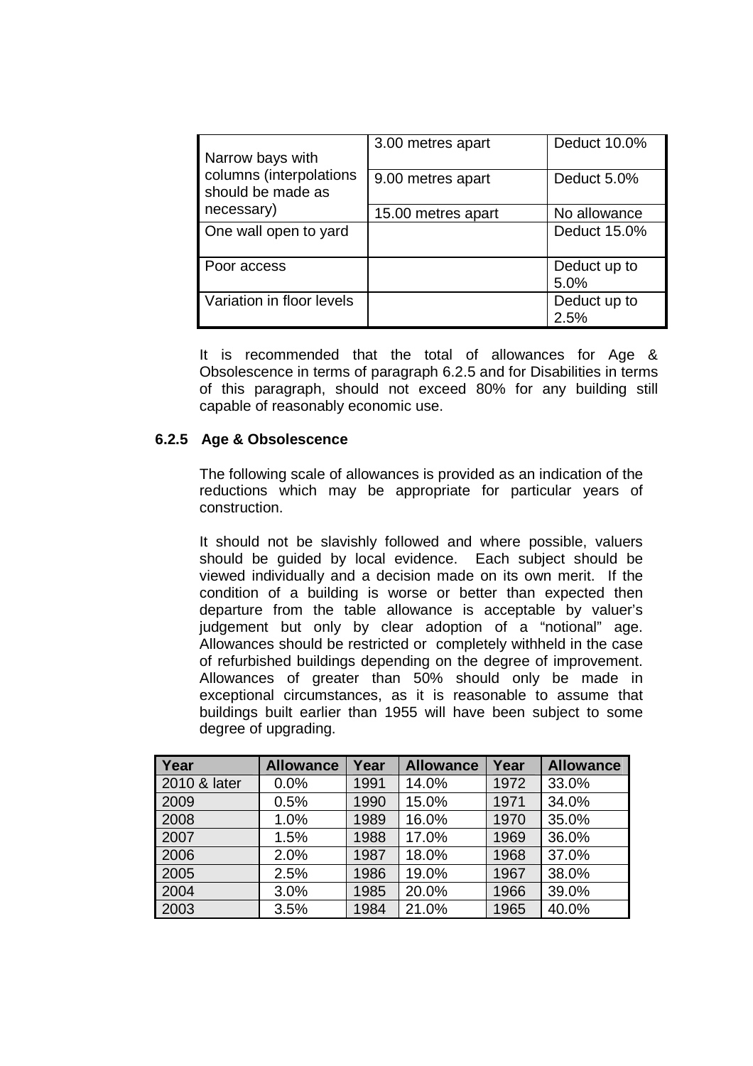| | | |
|---|---|---|
| Narrow bays with columns (interpolations should be made as necessary) | 3.00 metres apart | Deduct 10.0% |
| | 9.00 metres apart | Deduct 5.0% |
| | 15.00 metres apart | No allowance |
| One wall open to yard | | Deduct 15.0% |
| Poor access | | Deduct up to 5.0% |
| Variation in floor levels | | Deduct up to 2.5% |

It is recommended that the total of allowances for Age & Obsolescence in terms of paragraph 6.2.5 and for Disabilities in terms of this paragraph, should not exceed 80% for any building still capable of reasonably economic use.

### 6.2.5 Age & Obsolescence

The following scale of allowances is provided as an indication of the reductions which may be appropriate for particular years of construction.

It should not be slavishly followed and where possible, valuers should be guided by local evidence. Each subject should be viewed individually and a decision made on its own merit. If the condition of a building is worse or better than expected then departure from the table allowance is acceptable by valuer's judgement but only by clear adoption of a "notional" age. Allowances should be restricted or completely withheld in the case of refurbished buildings depending on the degree of improvement. Allowances of greater than 50% should only be made in exceptional circumstances, as it is reasonable to assume that buildings built earlier than 1955 will have been subject to some degree of upgrading.

| Year | Allowance | Year | Allowance | Year | Allowance |
|---|---|---|---|---|---|
| 2010 & later | 0.0% | 1991 | 14.0% | 1972 | 33.0% |
| 2009 | 0.5% | 1990 | 15.0% | 1971 | 34.0% |
| 2008 | 1.0% | 1989 | 16.0% | 1970 | 35.0% |
| 2007 | 1.5% | 1988 | 17.0% | 1969 | 36.0% |
| 2006 | 2.0% | 1987 | 18.0% | 1968 | 37.0% |
| 2005 | 2.5% | 1986 | 19.0% | 1967 | 38.0% |
| 2004 | 3.0% | 1985 | 20.0% | 1966 | 39.0% |
| 2003 | 3.5% | 1984 | 21.0% | 1965 | 40.0% |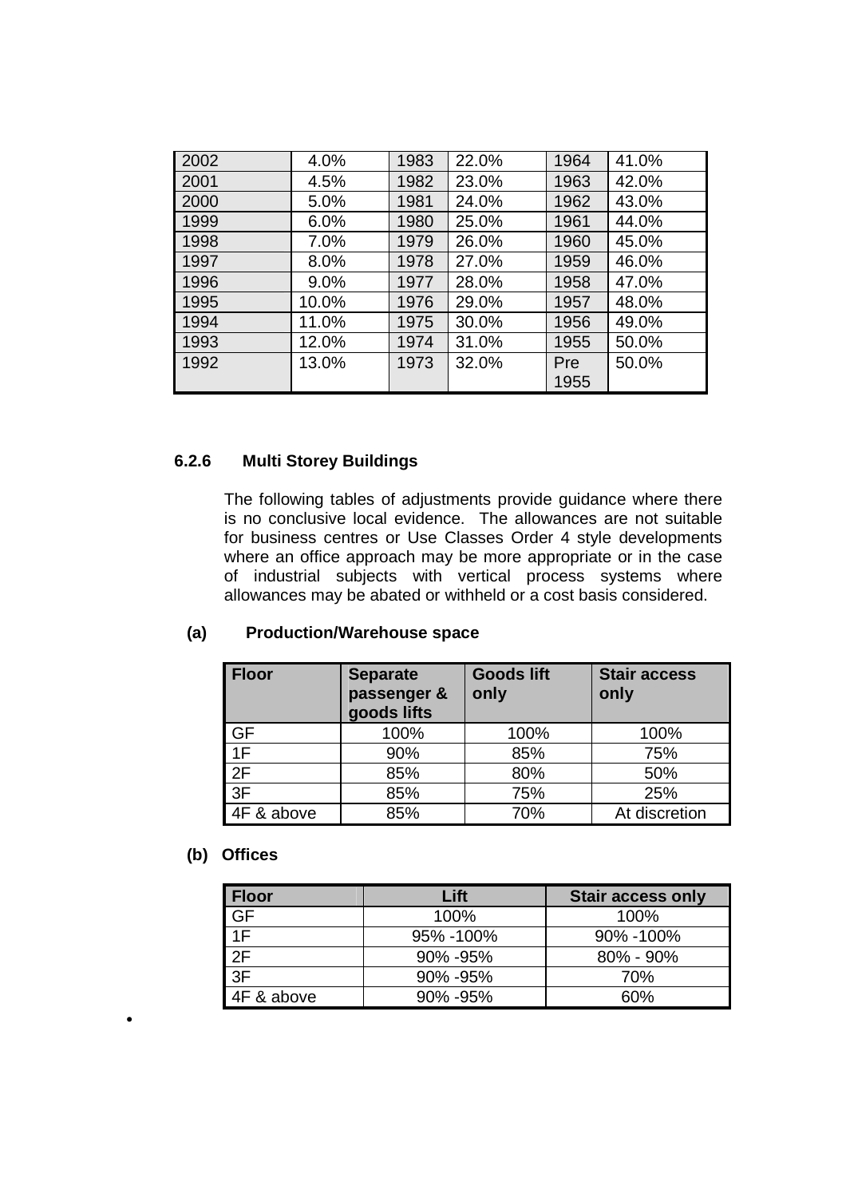| | | | | | |
|---|---|---|---|---|---|
| 2002 | 4.0% | 1983 | 22.0% | 1964 | 41.0% |
| 2001 | 4.5% | 1982 | 23.0% | 1963 | 42.0% |
| 2000 | 5.0% | 1981 | 24.0% | 1962 | 43.0% |
| 1999 | 6.0% | 1980 | 25.0% | 1961 | 44.0% |
| 1998 | 7.0% | 1979 | 26.0% | 1960 | 45.0% |
| 1997 | 8.0% | 1978 | 27.0% | 1959 | 46.0% |
| 1996 | 9.0% | 1977 | 28.0% | 1958 | 47.0% |
| 1995 | 10.0% | 1976 | 29.0% | 1957 | 48.0% |
| 1994 | 11.0% | 1975 | 30.0% | 1956 | 49.0% |
| 1993 | 12.0% | 1974 | 31.0% | 1955 | 50.0% |
| 1992 | 13.0% | 1973 | 32.0% | Pre 1955 | 50.0% |

### 6.2.6 Multi Storey Buildings

The following tables of adjustments provide guidance where there is no conclusive local evidence. The allowances are not suitable for business centres or Use Classes Order 4 style developments where an office approach may be more appropriate or in the case of industrial subjects with vertical process systems where allowances may be abated or withheld or a cost basis considered.

**(a) Production/Warehouse space**

| Floor | Separate passenger & goods lifts | Goods lift only | Stair access only |
|---|---|---|---|
| GF | 100% | 100% | 100% |
| 1F | 90% | 85% | 75% |
| 2F | 85% | 80% | 50% |
| 3F | 85% | 75% | 25% |
| 4F & above | 85% | 70% | At discretion |

**(b) Offices**

| Floor | Lift | Stair access only |
|---|---|---|
| GF | 100% | 100% |
| 1F | 95% -100% | 90% -100% |
| 2F | 90% -95% | 80% - 90% |
| 3F | 90% -95% | 70% |
| 4F & above | 90% -95% | 60% |

•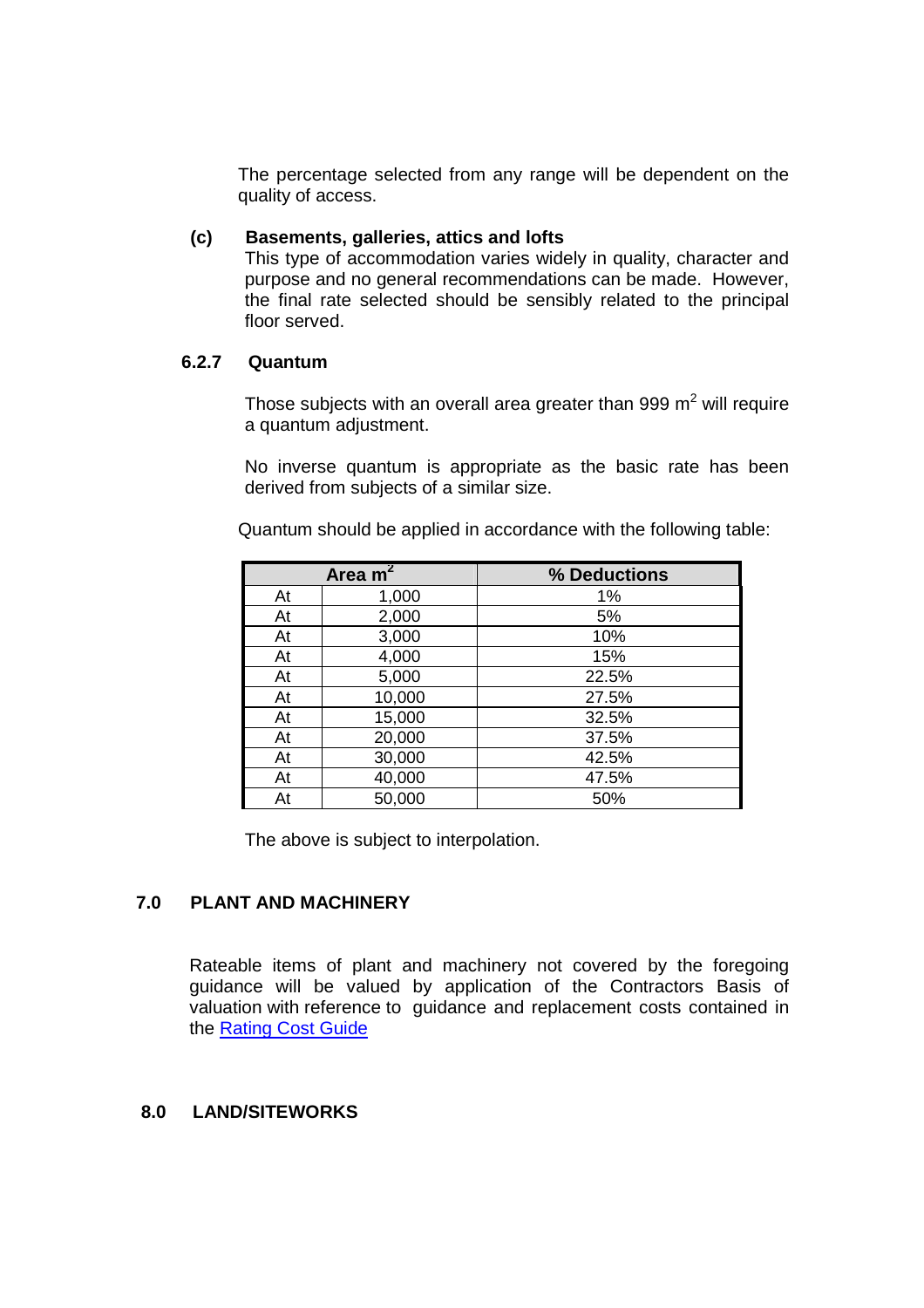The percentage selected from any range will be dependent on the quality of access.

**(c) Basements, galleries, attics and lofts**

This type of accommodation varies widely in quality, character and purpose and no general recommendations can be made. However, the final rate selected should be sensibly related to the principal floor served.

### 6.2.7 Quantum

Those subjects with an overall area greater than 999 m$^2$ will require a quantum adjustment.

No inverse quantum is appropriate as the basic rate has been derived from subjects of a similar size.

Quantum should be applied in accordance with the following table:

| Area m$^2$ | | % Deductions |
|---|---|---|
| At | 1,000 | 1% |
| At | 2,000 | 5% |
| At | 3,000 | 10% |
| At | 4,000 | 15% |
| At | 5,000 | 22.5% |
| At | 10,000 | 27.5% |
| At | 15,000 | 32.5% |
| At | 20,000 | 37.5% |
| At | 30,000 | 42.5% |
| At | 40,000 | 47.5% |
| At | 50,000 | 50% |

The above is subject to interpolation.

## 7.0 PLANT AND MACHINERY

Rateable items of plant and machinery not covered by the foregoing guidance will be valued by application of the Contractors Basis of valuation with reference to guidance and replacement costs contained in the Rating Cost Guide

## 8.0 LAND/SITEWORKS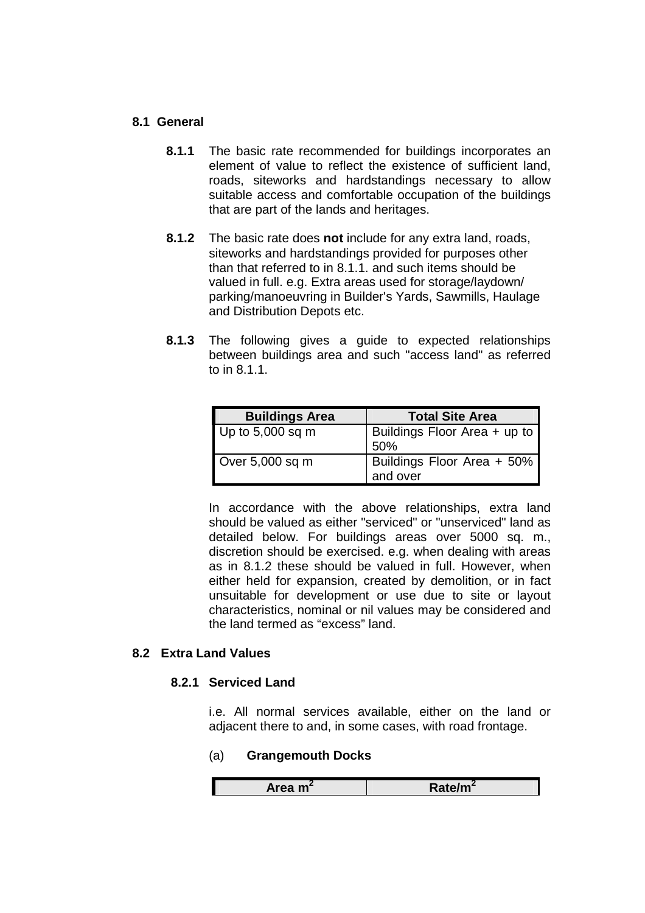## 8.1 General

**8.1.1** The basic rate recommended for buildings incorporates an element of value to reflect the existence of sufficient land, roads, siteworks and hardstandings necessary to allow suitable access and comfortable occupation of the buildings that are part of the lands and heritages.

**8.1.2** The basic rate does **not** include for any extra land, roads, siteworks and hardstandings provided for purposes other than that referred to in 8.1.1. and such items should be valued in full. e.g. Extra areas used for storage/laydown/ parking/manoeuvring in Builder's Yards, Sawmills, Haulage and Distribution Depots etc.

**8.1.3** The following gives a guide to expected relationships between buildings area and such "access land" as referred to in 8.1.1.

| Buildings Area | Total Site Area |
|---|---|
| Up to 5,000 sq m | Buildings Floor Area + up to 50% |
| Over 5,000 sq m | Buildings Floor Area + 50% and over |

In accordance with the above relationships, extra land should be valued as either "serviced" or "unserviced" land as detailed below. For buildings areas over 5000 sq. m., discretion should be exercised. e.g. when dealing with areas as in 8.1.2 these should be valued in full. However, when either held for expansion, created by demolition, or in fact unsuitable for development or use due to site or layout characteristics, nominal or nil values may be considered and the land termed as “excess” land.

## 8.2 Extra Land Values

### 8.2.1 Serviced Land

i.e. All normal services available, either on the land or adjacent there to and, in some cases, with road frontage.

(a) **Grangemouth Docks**

| Area m$^2$ | Rate/m$^2$ |
|---|---|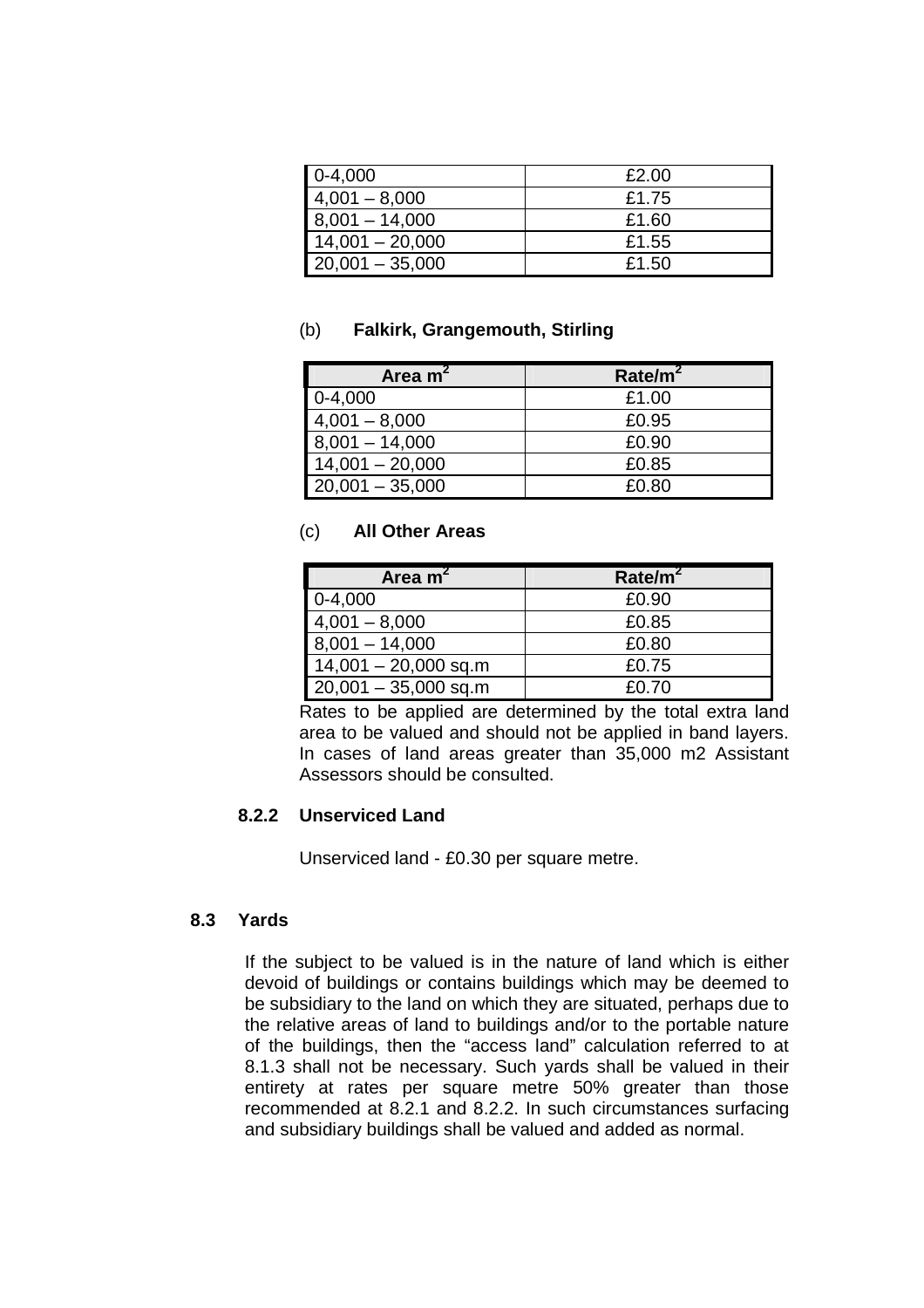| | |
|---|---|
| 0-4,000 | £2.00 |
| 4,001 – 8,000 | £1.75 |
| 8,001 – 14,000 | £1.60 |
| 14,001 – 20,000 | £1.55 |
| 20,001 – 35,000 | £1.50 |

(b) **Falkirk, Grangemouth, Stirling**

| Area $m^2$ | Rate/$m^2$ |
|---|---|
| 0-4,000 | £1.00 |
| 4,001 – 8,000 | £0.95 |
| 8,001 – 14,000 | £0.90 |
| 14,001 – 20,000 | £0.85 |
| 20,001 – 35,000 | £0.80 |

(c) **All Other Areas**

| Area $m^2$ | Rate/$m^2$ |
|---|---|
| 0-4,000 | £0.90 |
| 4,001 – 8,000 | £0.85 |
| 8,001 – 14,000 | £0.80 |
| 14,001 – 20,000 sq.m | £0.75 |
| 20,001 – 35,000 sq.m | £0.70 |

Rates to be applied are determined by the total extra land area to be valued and should not be applied in band layers. In cases of land areas greater than 35,000 m2 Assistant Assessors should be consulted.

### 8.2.2 Unserviced Land

Unserviced land - £0.30 per square metre.

## 8.3 Yards

If the subject to be valued is in the nature of land which is either devoid of buildings or contains buildings which may be deemed to be subsidiary to the land on which they are situated, perhaps due to the relative areas of land to buildings and/or to the portable nature of the buildings, then the "access land" calculation referred to at 8.1.3 shall not be necessary. Such yards shall be valued in their entirety at rates per square metre 50% greater than those recommended at 8.2.1 and 8.2.2. In such circumstances surfacing and subsidiary buildings shall be valued and added as normal.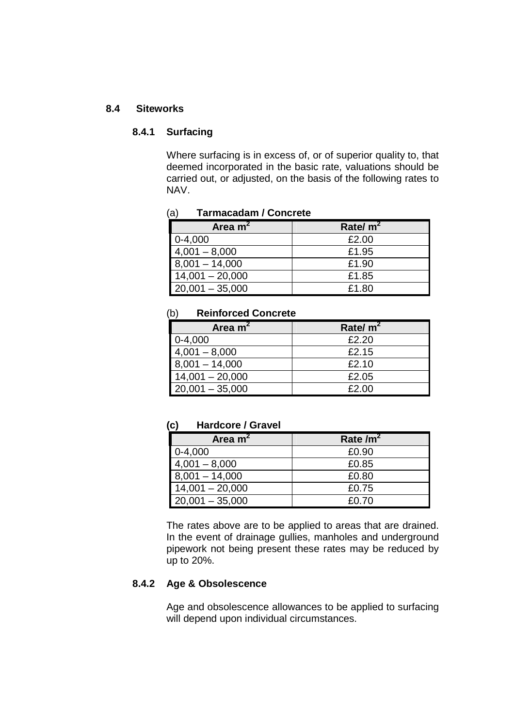## 8.4 Siteworks

### 8.4.1 Surfacing

Where surfacing is in excess of, or of superior quality to, that deemed incorporated in the basic rate, valuations should be carried out, or adjusted, on the basis of the following rates to NAV.

(a) **Tarmacadam / Concrete**

| Area $m^2$ | Rate/ $m^2$ |
|---|---|
| 0-4,000 | £2.00 |
| 4,001 – 8,000 | £1.95 |
| 8,001 – 14,000 | £1.90 |
| 14,001 – 20,000 | £1.85 |
| 20,001 – 35,000 | £1.80 |

(b) **Reinforced Concrete**

| Area $m^2$ | Rate/ $m^2$ |
|---|---|
| 0-4,000 | £2.20 |
| 4,001 – 8,000 | £2.15 |
| 8,001 – 14,000 | £2.10 |
| 14,001 – 20,000 | £2.05 |
| 20,001 – 35,000 | £2.00 |

**(c) Hardcore / Gravel**

| Area $m^2$ | Rate /$m^2$ |
|---|---|
| 0-4,000 | £0.90 |
| 4,001 – 8,000 | £0.85 |
| 8,001 – 14,000 | £0.80 |
| 14,001 – 20,000 | £0.75 |
| 20,001 – 35,000 | £0.70 |

The rates above are to be applied to areas that are drained. In the event of drainage gullies, manholes and underground pipework not being present these rates may be reduced by up to 20%.

### 8.4.2 Age & Obsolescence

Age and obsolescence allowances to be applied to surfacing will depend upon individual circumstances.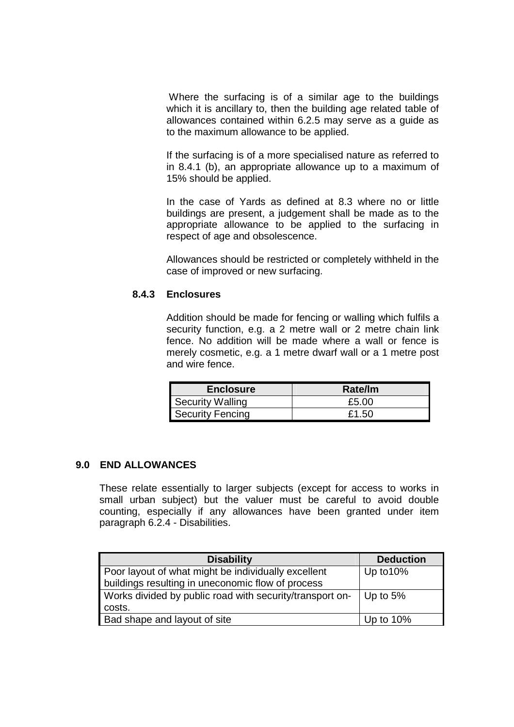Where the surfacing is of a similar age to the buildings which it is ancillary to, then the building age related table of allowances contained within 6.2.5 may serve as a guide as to the maximum allowance to be applied.

If the surfacing is of a more specialised nature as referred to in 8.4.1 (b), an appropriate allowance up to a maximum of 15% should be applied.

In the case of Yards as defined at 8.3 where no or little buildings are present, a judgement shall be made as to the appropriate allowance to be applied to the surfacing in respect of age and obsolescence.

Allowances should be restricted or completely withheld in the case of improved or new surfacing.

### 8.4.3 Enclosures

Addition should be made for fencing or walling which fulfils a security function, e.g. a 2 metre wall or 2 metre chain link fence. No addition will be made where a wall or fence is merely cosmetic, e.g. a 1 metre dwarf wall or a 1 metre post and wire fence.

| Enclosure | Rate/lm |
|---|---|
| Security Walling | £5.00 |
| Security Fencing | £1.50 |

## 9.0 END ALLOWANCES

These relate essentially to larger subjects (except for access to works in small urban subject) but the valuer must be careful to avoid double counting, especially if any allowances have been granted under item paragraph 6.2.4 - Disabilities.

| Disability | Deduction |
|---|---|
| Poor layout of what might be individually excellent buildings resulting in uneconomic flow of process | Up to10% |
| Works divided by public road with security/transport on-costs. | Up to 5% |
| Bad shape and layout of site | Up to 10% |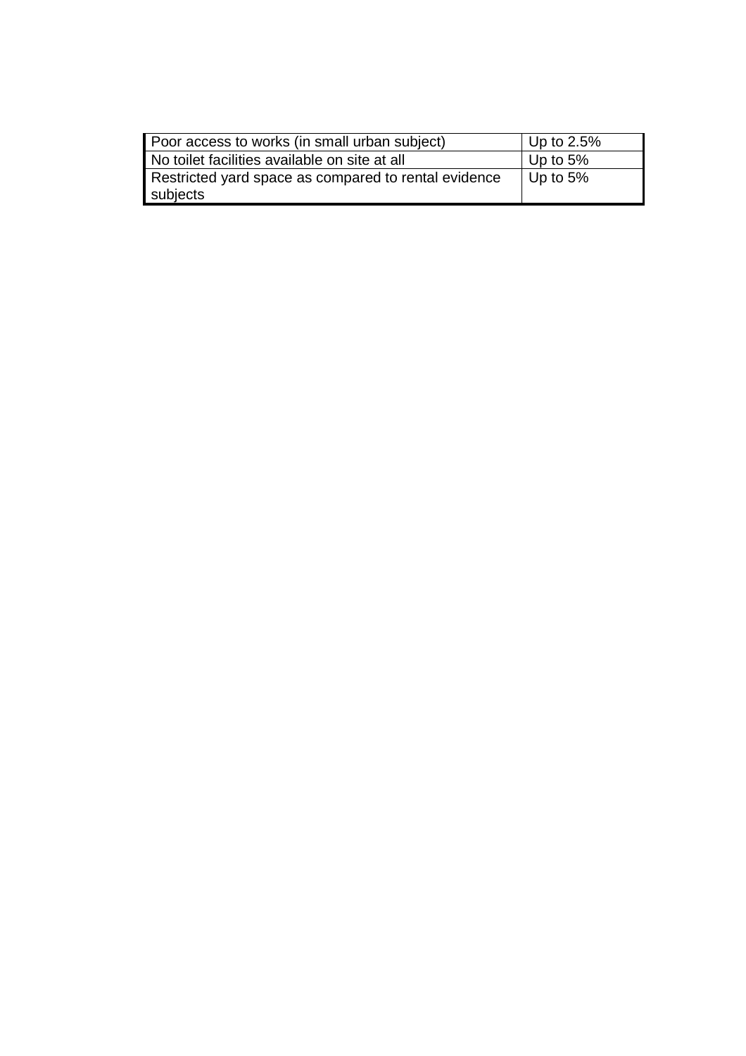| | |
|---|---|
| Poor access to works (in small urban subject) | Up to 2.5% |
| No toilet facilities available on site at all | Up to 5% |
| Restricted yard space as compared to rental evidence subjects | Up to 5% |